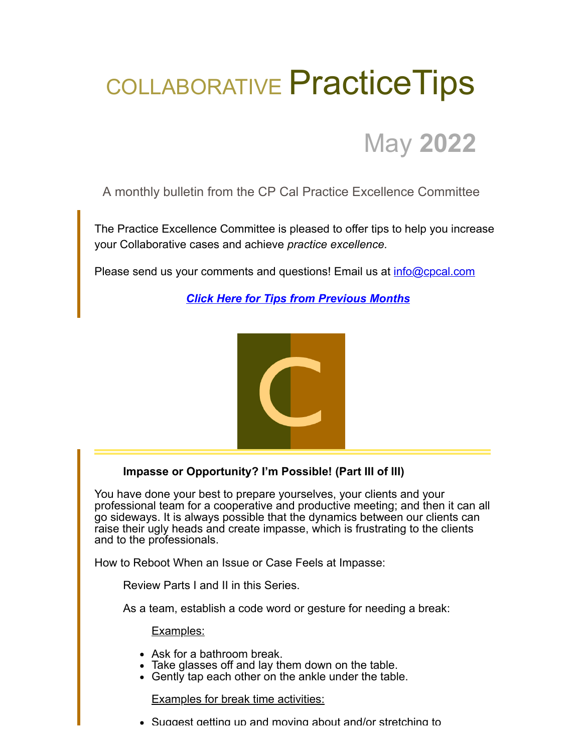# COLLABORATIVE PracticeTips

## May **2022**

A monthly bulletin from the CP Cal Practice Excellence Committee

The Practice Excellence Committee is pleased to offer tips to help you increase your Collaborative cases and achieve *practice excellence.*

Please send us your comments and questions! Email us at info@cpcal.com

***Click Here for Tips from Previous Months***

**Impasse or Opportunity? I'm Possible! (Part III of III)**

You have done your best to prepare yourselves, your clients and your professional team for a cooperative and productive meeting; and then it can all go sideways. It is always possible that the dynamics between our clients can raise their ugly heads and create impasse, which is frustrating to the clients and to the professionals.

How to Reboot When an Issue or Case Feels at Impasse:

Review Parts I and II in this Series.

As a team, establish a code word or gesture for needing a break:

Examples:

- Ask for a bathroom break.
- Take glasses off and lay them down on the table.
- Gently tap each other on the ankle under the table.

Examples for break time activities:

- Suggest getting up and moving about and/or stretching to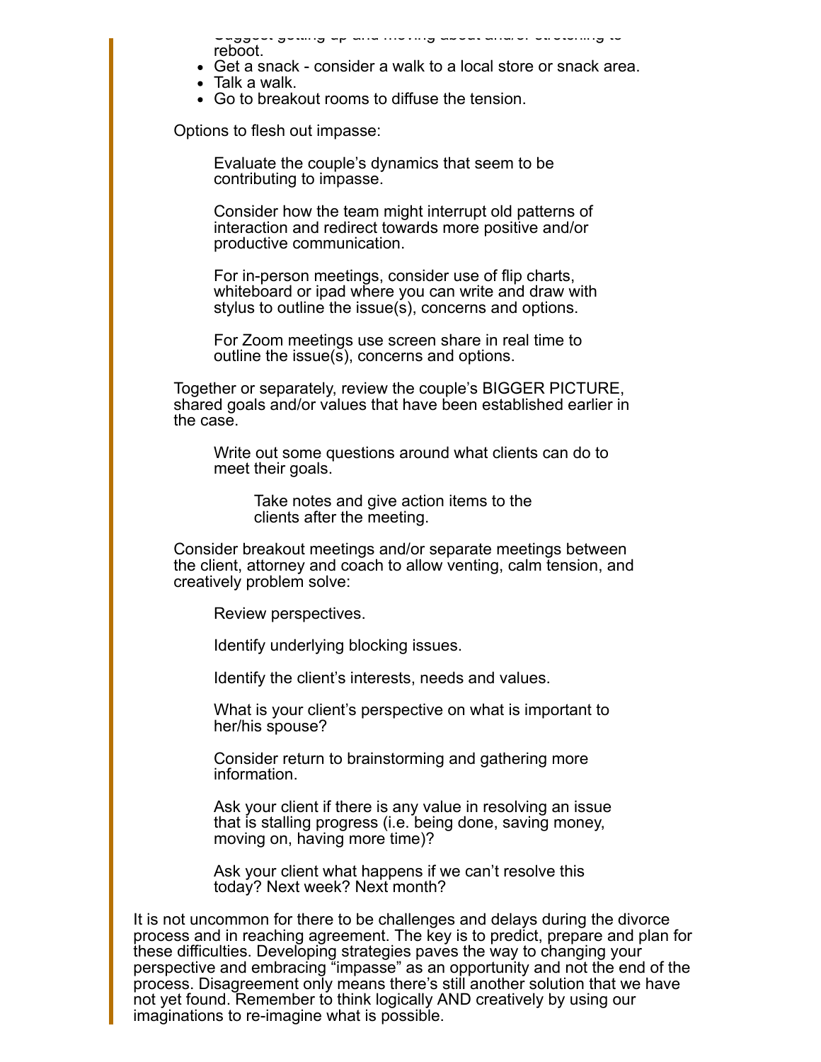- Suggest getting up and moving about and/or stretching to reboot.
- Get a snack - consider a walk to a local store or snack area.
- Talk a walk.
- Go to breakout rooms to diffuse the tension.

Options to flesh out impasse:

> Evaluate the couple's dynamics that seem to be contributing to impasse.
>
> Consider how the team might interrupt old patterns of interaction and redirect towards more positive and/or productive communication.
>
> For in-person meetings, consider use of flip charts, whiteboard or ipad where you can write and draw with stylus to outline the issue(s), concerns and options.
>
> For Zoom meetings use screen share in real time to outline the issue(s), concerns and options.

Together or separately, review the couple's BIGGER PICTURE, shared goals and/or values that have been established earlier in the case.

> Write out some questions around what clients can do to meet their goals.
>
> > Take notes and give action items to the clients after the meeting.

Consider breakout meetings and/or separate meetings between the client, attorney and coach to allow venting, calm tension, and creatively problem solve:

> Review perspectives.
>
> Identify underlying blocking issues.
>
> Identify the client's interests, needs and values.
>
> What is your client's perspective on what is important to her/his spouse?
>
> Consider return to brainstorming and gathering more information.
>
> Ask your client if there is any value in resolving an issue that is stalling progress (i.e. being done, saving money, moving on, having more time)?
>
> Ask your client what happens if we can't resolve this today? Next week? Next month?

It is not uncommon for there to be challenges and delays during the divorce process and in reaching agreement. The key is to predict, prepare and plan for these difficulties. Developing strategies paves the way to changing your perspective and embracing "impasse" as an opportunity and not the end of the process. Disagreement only means there's still another solution that we have not yet found. Remember to think logically AND creatively by using our imaginations to re-imagine what is possible.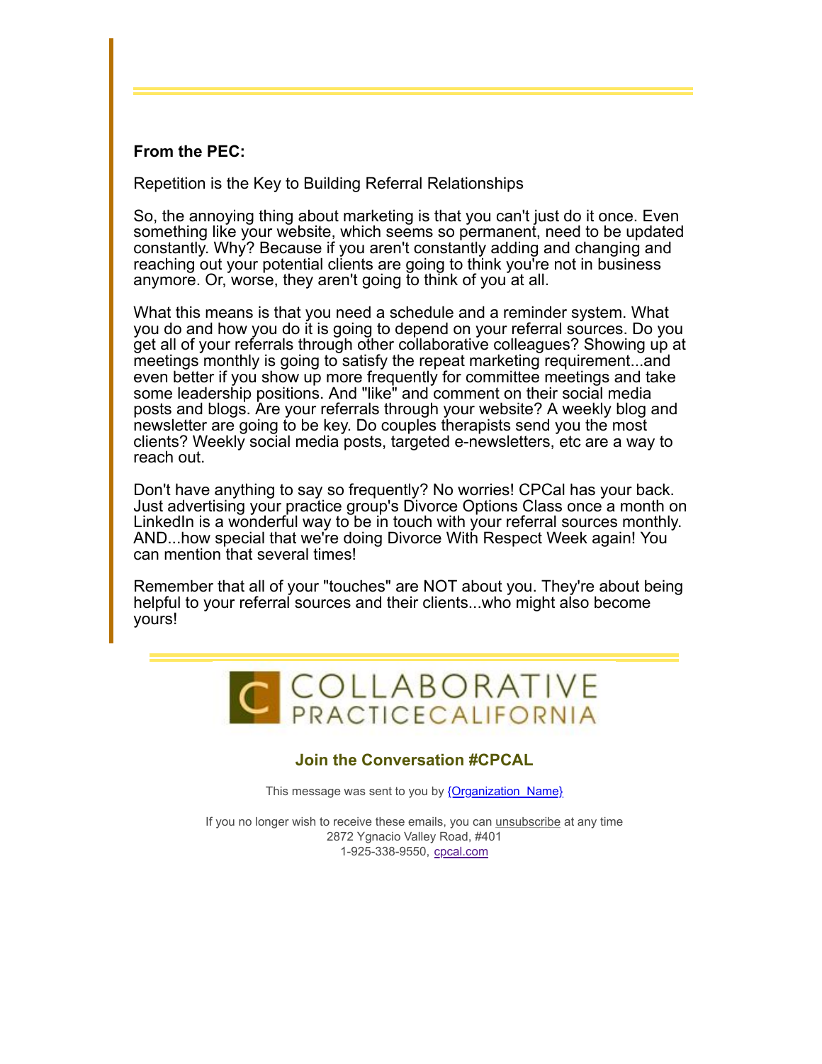**From the PEC:**

Repetition is the Key to Building Referral Relationships

So, the annoying thing about marketing is that you can't just do it once. Even something like your website, which seems so permanent, need to be updated constantly. Why? Because if you aren't constantly adding and changing and reaching out your potential clients are going to think you're not in business anymore. Or, worse, they aren't going to think of you at all.

What this means is that you need a schedule and a reminder system. What you do and how you do it is going to depend on your referral sources. Do you get all of your referrals through other collaborative colleagues? Showing up at meetings monthly is going to satisfy the repeat marketing requirement...and even better if you show up more frequently for committee meetings and take some leadership positions. And "like" and comment on their social media posts and blogs. Are your referrals through your website? A weekly blog and newsletter are going to be key. Do couples therapists send you the most clients? Weekly social media posts, targeted e-newsletters, etc are a way to reach out.

Don't have anything to say so frequently? No worries! CPCal has your back. Just advertising your practice group's Divorce Options Class once a month on LinkedIn is a wonderful way to be in touch with your referral sources monthly. AND...how special that we're doing Divorce With Respect Week again! You can mention that several times!

Remember that all of your "touches" are NOT about you. They're about being helpful to your referral sources and their clients...who might also become yours!

COLLABORATIVE PRACTICECALIFORNIA

**Join the Conversation #CPCAL**

This message was sent to you by {Organization_Name}

If you no longer wish to receive these emails, you can unsubscribe at any time
2872 Ygnacio Valley Road, #401
1-925-338-9550, cpcal.com